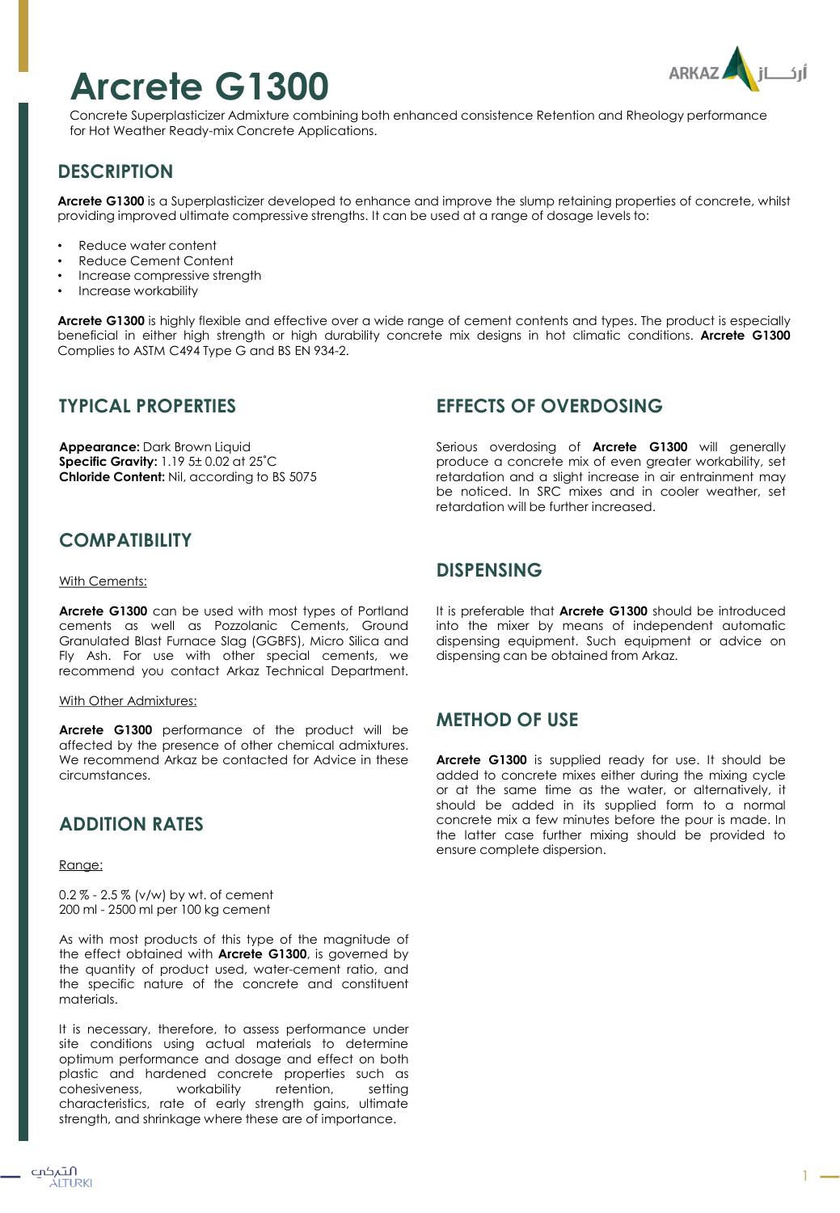# Arcrete G1300

Concrete Superplasticizer Admixture combining both enhanced consistence Retention and Rheology performance for Hot Weather Ready-mix Concrete Applications.

## DESCRIPTION

**Arcrete G1300** is a Superplasticizer developed to enhance and improve the slump retaining properties of concrete, whilst providing improved ultimate compressive strengths. It can be used at a range of dosage levels to:

- Reduce water content
- Reduce Cement Content
- Increase compressive strength
- Increase workability

**Arcrete G1300** is highly flexible and effective over a wide range of cement contents and types. The product is especially beneficial in either high strength or high durability concrete mix designs in hot climatic conditions. **Arcrete G1300** Complies to ASTM C494 Type G and BS EN 934-2.

## TYPICAL PROPERTIES

**Appearance:** Dark Brown Liquid
**Specific Gravity:** 1.19 5± 0.02 at 25˚C
**Chloride Content:** Nil, according to BS 5075

## COMPATIBILITY

With Cements:

**Arcrete G1300** can be used with most types of Portland cements as well as Pozzolanic Cements, Ground Granulated Blast Furnace Slag (GGBFS), Micro Silica and Fly Ash. For use with other special cements, we recommend you contact Arkaz Technical Department.

With Other Admixtures:

**Arcrete G1300** performance of the product will be affected by the presence of other chemical admixtures. We recommend Arkaz be contacted for Advice in these circumstances.

## ADDITION RATES

Range:

0.2 % - 2.5 % (v/w) by wt. of cement
200 ml - 2500 ml per 100 kg cement

As with most products of this type of the magnitude of the effect obtained with **Arcrete G1300**, is governed by the quantity of product used, water-cement ratio, and the specific nature of the concrete and constituent materials.

It is necessary, therefore, to assess performance under site conditions using actual materials to determine optimum performance and dosage and effect on both plastic and hardened concrete properties such as cohesiveness, workability retention, setting characteristics, rate of early strength gains, ultimate strength, and shrinkage where these are of importance.

## EFFECTS OF OVERDOSING

Serious overdosing of **Arcrete G1300** will generally produce a concrete mix of even greater workability, set retardation and a slight increase in air entrainment may be noticed. In SRC mixes and in cooler weather, set retardation will be further increased.

## DISPENSING

It is preferable that **Arcrete G1300** should be introduced into the mixer by means of independent automatic dispensing equipment. Such equipment or advice on dispensing can be obtained from Arkaz.

## METHOD OF USE

**Arcrete G1300** is supplied ready for use. It should be added to concrete mixes either during the mixing cycle or at the same time as the water, or alternatively, it should be added in its supplied form to a normal concrete mix a few minutes before the pour is made. In the latter case further mixing should be provided to ensure complete dispersion.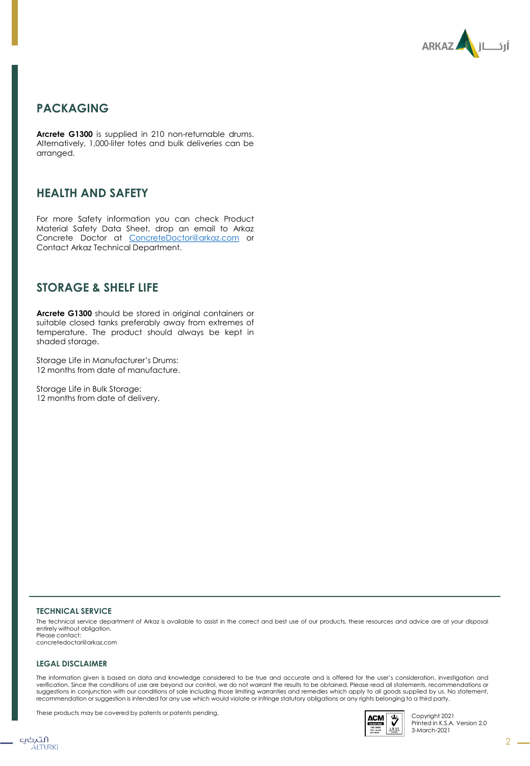## PACKAGING

**Arcrete G1300** is supplied in 210 non-returnable drums. Alternatively, 1,000-liter totes and bulk deliveries can be arranged.

## HEALTH AND SAFETY

For more Safety information you can check Product Material Safety Data Sheet, drop an email to Arkaz Concrete Doctor at ConcreteDoctor@arkaz.com or Contact Arkaz Technical Department.

## STORAGE & SHELF LIFE

**Arcrete G1300** should be stored in original containers or suitable closed tanks preferably away from extremes of temperature. The product should always be kept in shaded storage.

Storage Life in Manufacturer's Drums:
12 months from date of manufacture.

Storage Life in Bulk Storage:
12 months from date of delivery.

### TECHNICAL SERVICE

The technical service department of Arkaz is available to assist in the correct and best use of our products, these resources and advice are at your disposal entirely without obligation.
Please contact:
concretedoctor@arkaz.com

### LEGAL DISCLAIMER

The information given is based on data and knowledge considered to be true and accurate and is offered for the user's consideration, investigation and verification. Since the conditions of use are beyond our control, we do not warrant the results to be obtained. Please read all statements, recommendations or suggestions in conjunction with our conditions of sale including those limiting warranties and remedies which apply to all goods supplied by us. No statement, recommendation or suggestion is intended for any use which would violate or infringe statutory obligations or any rights belonging to a third party.

These products may be covered by patents or patents pending.

Copyright 2021
Printed in K.S.A. Version 2.0
3-March-2021